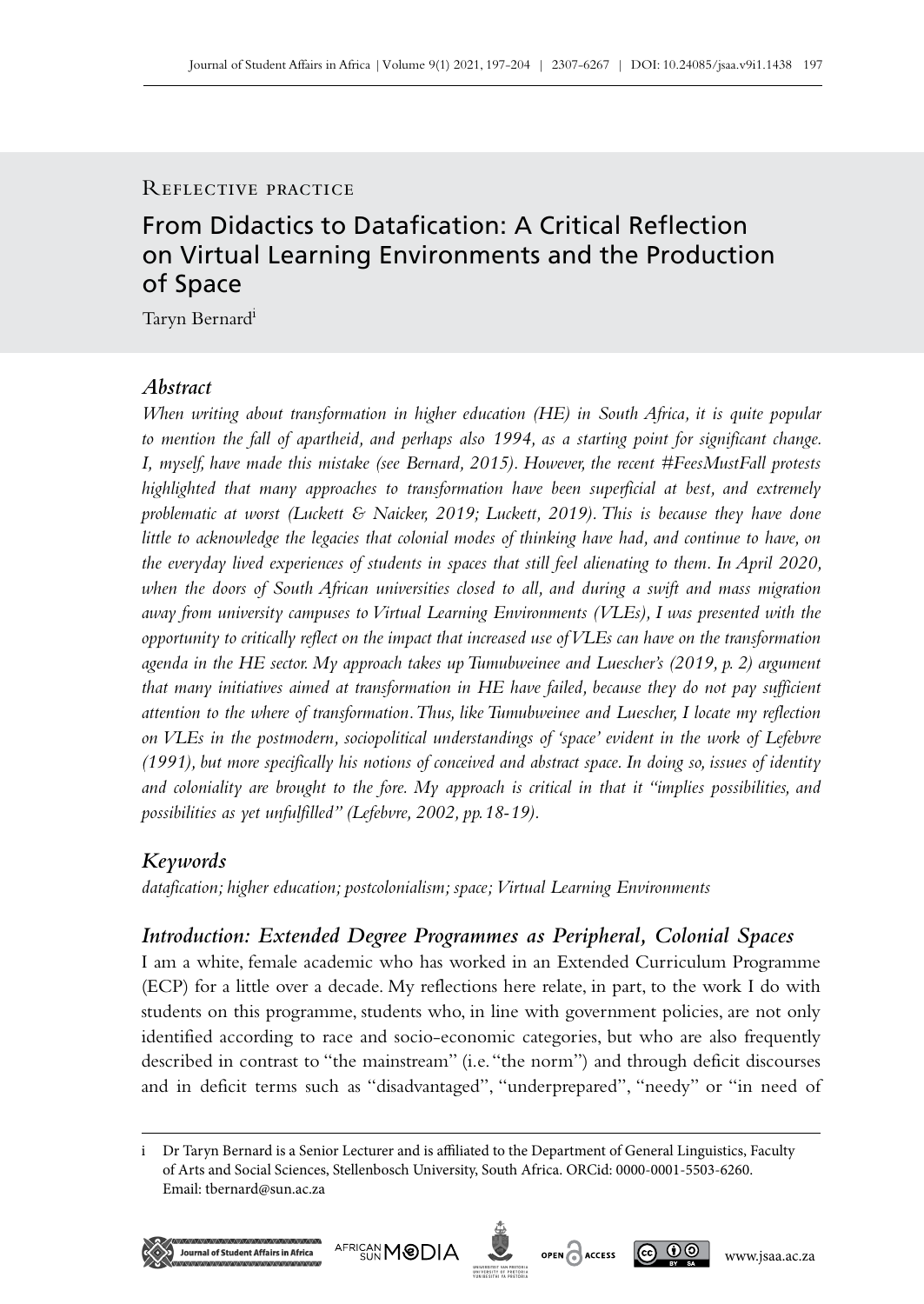Reflective practice

# From Didactics to Datafication: A Critical Reflection on Virtual Learning Environments and the Production of Space

Taryn Bernard[i]

## Abstract

*When writing about transformation in higher education (HE) in South Africa, it is quite popular to mention the fall of apartheid, and perhaps also 1994, as a starting point for significant change. I, myself, have made this mistake (see Bernard, 2015). However, the recent #FeesMustFall protests highlighted that many approaches to transformation have been superficial at best, and extremely problematic at worst (Luckett & Naicker, 2019; Luckett, 2019). This is because they have done little to acknowledge the legacies that colonial modes of thinking have had, and continue to have, on the everyday lived experiences of students in spaces that still feel alienating to them. In April 2020, when the doors of South African universities closed to all, and during a swift and mass migration away from university campuses to Virtual Learning Environments (VLEs), I was presented with the opportunity to critically reflect on the impact that increased use of VLEs can have on the transformation agenda in the HE sector. My approach takes up Tumubweinee and Luescher's (2019, p. 2) argument that many initiatives aimed at transformation in HE have failed, because they do not pay sufficient attention to the where of transformation. Thus, like Tumubweinee and Luescher, I locate my reflection on VLEs in the postmodern, sociopolitical understandings of 'space' evident in the work of Lefebvre (1991), but more specifically his notions of conceived and abstract space. In doing so, issues of identity and coloniality are brought to the fore. My approach is critical in that it "implies possibilities, and possibilities as yet unfulfilled" (Lefebvre, 2002, pp. 18-19).*

## Keywords

*datafication; higher education; postcolonialism; space; Virtual Learning Environments*

## Introduction: Extended Degree Programmes as Peripheral, Colonial Spaces

I am a white, female academic who has worked in an Extended Curriculum Programme (ECP) for a little over a decade. My reflections here relate, in part, to the work I do with students on this programme, students who, in line with government policies, are not only identified according to race and socio-economic categories, but who are also frequently described in contrast to "the mainstream" (i.e. "the norm") and through deficit discourses and in deficit terms such as "disadvantaged", "underprepared", "needy" or "in need of

[i] Dr Taryn Bernard is a Senior Lecturer and is affiliated to the Department of General Linguistics, Faculty of Arts and Social Sciences, Stellenbosch University, South Africa. ORCid: 0000-0001-5503-6260. Email: tbernard@sun.ac.za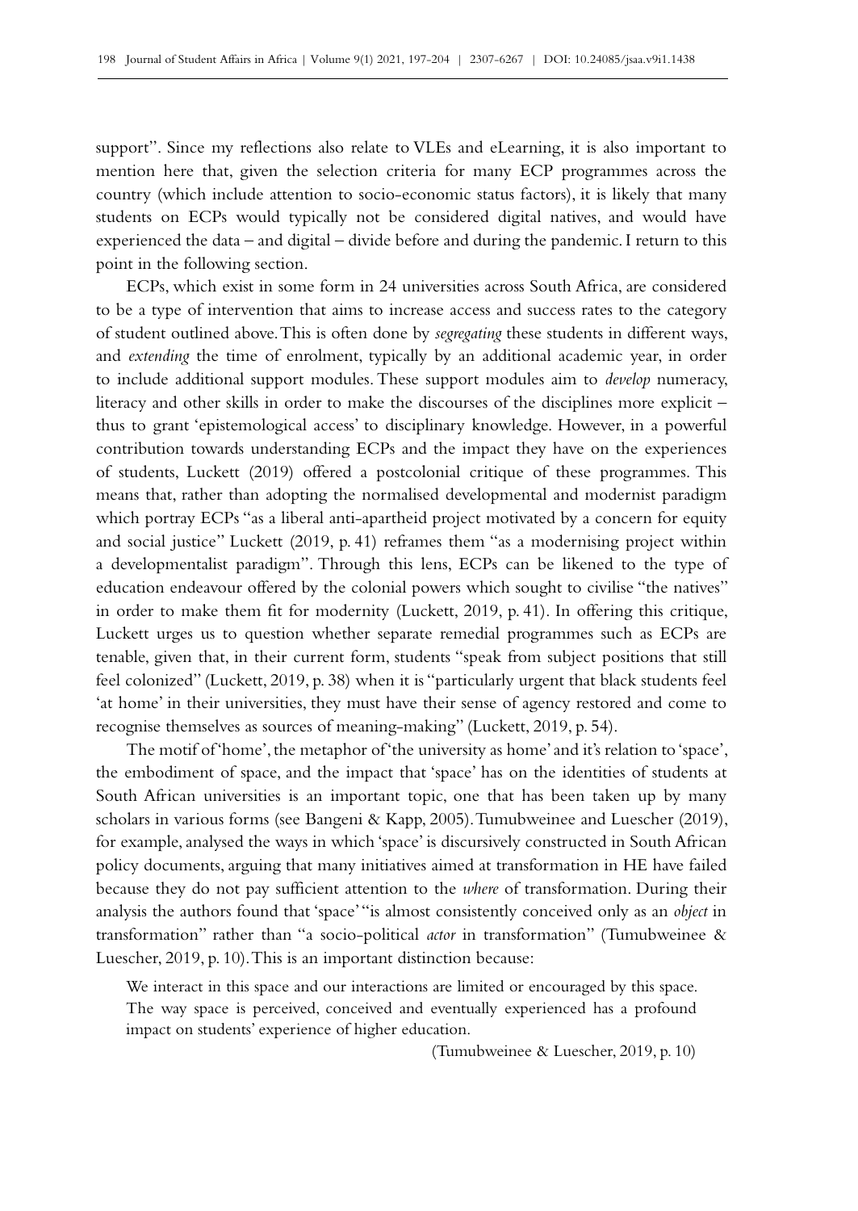support". Since my reflections also relate to VLEs and eLearning, it is also important to mention here that, given the selection criteria for many ECP programmes across the country (which include attention to socio-economic status factors), it is likely that many students on ECPs would typically not be considered digital natives, and would have experienced the data – and digital – divide before and during the pandemic. I return to this point in the following section.

ECPs, which exist in some form in 24 universities across South Africa, are considered to be a type of intervention that aims to increase access and success rates to the category of student outlined above. This is often done by *segregating* these students in different ways, and *extending* the time of enrolment, typically by an additional academic year, in order to include additional support modules. These support modules aim to *develop* numeracy, literacy and other skills in order to make the discourses of the disciplines more explicit – thus to grant 'epistemological access' to disciplinary knowledge. However, in a powerful contribution towards understanding ECPs and the impact they have on the experiences of students, Luckett (2019) offered a postcolonial critique of these programmes. This means that, rather than adopting the normalised developmental and modernist paradigm which portray ECPs "as a liberal anti-apartheid project motivated by a concern for equity and social justice" Luckett (2019, p. 41) reframes them "as a modernising project within a developmentalist paradigm". Through this lens, ECPs can be likened to the type of education endeavour offered by the colonial powers which sought to civilise "the natives" in order to make them fit for modernity (Luckett, 2019, p. 41). In offering this critique, Luckett urges us to question whether separate remedial programmes such as ECPs are tenable, given that, in their current form, students "speak from subject positions that still feel colonized" (Luckett, 2019, p. 38) when it is "particularly urgent that black students feel 'at home' in their universities, they must have their sense of agency restored and come to recognise themselves as sources of meaning-making" (Luckett, 2019, p. 54).

The motif of 'home', the metaphor of 'the university as home' and it's relation to 'space', the embodiment of space, and the impact that 'space' has on the identities of students at South African universities is an important topic, one that has been taken up by many scholars in various forms (see Bangeni & Kapp, 2005). Tumubweinee and Luescher (2019), for example, analysed the ways in which 'space' is discursively constructed in South African policy documents, arguing that many initiatives aimed at transformation in HE have failed because they do not pay sufficient attention to the *where* of transformation. During their analysis the authors found that 'space' "is almost consistently conceived only as an *object* in transformation" rather than "a socio-political *actor* in transformation" (Tumubweinee & Luescher, 2019, p. 10). This is an important distinction because:

> We interact in this space and our interactions are limited or encouraged by this space. The way space is perceived, conceived and eventually experienced has a profound impact on students' experience of higher education.
>
> (Tumubweinee & Luescher, 2019, p. 10)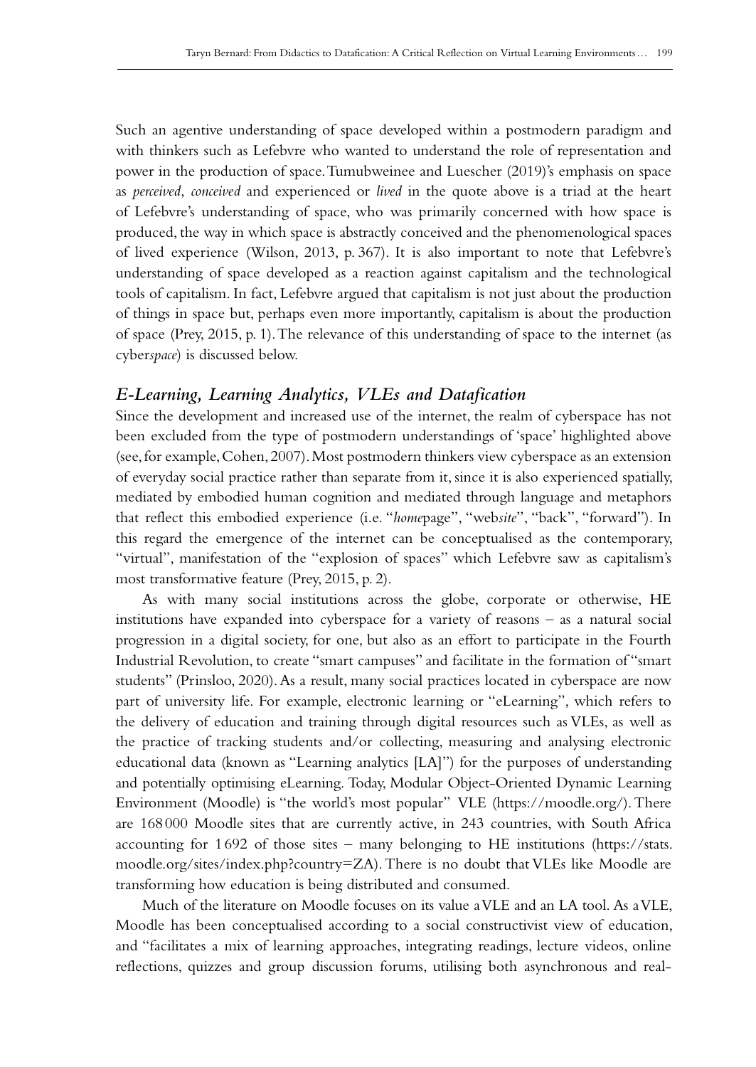Such an agentive understanding of space developed within a postmodern paradigm and with thinkers such as Lefebvre who wanted to understand the role of representation and power in the production of space. Tumubweinee and Luescher (2019)'s emphasis on space as *perceived*, *conceived* and experienced or *lived* in the quote above is a triad at the heart of Lefebvre's understanding of space, who was primarily concerned with how space is produced, the way in which space is abstractly conceived and the phenomenological spaces of lived experience (Wilson, 2013, p. 367). It is also important to note that Lefebvre's understanding of space developed as a reaction against capitalism and the technological tools of capitalism. In fact, Lefebvre argued that capitalism is not just about the production of things in space but, perhaps even more importantly, capitalism is about the production of space (Prey, 2015, p. 1). The relevance of this understanding of space to the internet (as cyber*space*) is discussed below.

### *E-Learning, Learning Analytics, VLEs and Datafication*

Since the development and increased use of the internet, the realm of cyberspace has not been excluded from the type of postmodern understandings of 'space' highlighted above (see, for example, Cohen, 2007). Most postmodern thinkers view cyberspace as an extension of everyday social practice rather than separate from it, since it is also experienced spatially, mediated by embodied human cognition and mediated through language and metaphors that reflect this embodied experience (i.e. "*home*page", "web*site*", "back", "forward"). In this regard the emergence of the internet can be conceptualised as the contemporary, "virtual", manifestation of the "explosion of spaces" which Lefebvre saw as capitalism's most transformative feature (Prey, 2015, p. 2).

As with many social institutions across the globe, corporate or otherwise, HE institutions have expanded into cyberspace for a variety of reasons – as a natural social progression in a digital society, for one, but also as an effort to participate in the Fourth Industrial Revolution, to create "smart campuses" and facilitate in the formation of "smart students" (Prinsloo, 2020). As a result, many social practices located in cyberspace are now part of university life. For example, electronic learning or "eLearning", which refers to the delivery of education and training through digital resources such as VLEs, as well as the practice of tracking students and/or collecting, measuring and analysing electronic educational data (known as "Learning analytics [LA]") for the purposes of understanding and potentially optimising eLearning. Today, Modular Object-Oriented Dynamic Learning Environment (Moodle) is "the world's most popular" VLE (https://moodle.org/). There are 168 000 Moodle sites that are currently active, in 243 countries, with South Africa accounting for 1 692 of those sites – many belonging to HE institutions (https://stats.moodle.org/sites/index.php?country=ZA). There is no doubt that VLEs like Moodle are transforming how education is being distributed and consumed.

Much of the literature on Moodle focuses on its value a VLE and an LA tool. As a VLE, Moodle has been conceptualised according to a social constructivist view of education, and "facilitates a mix of learning approaches, integrating readings, lecture videos, online reflections, quizzes and group discussion forums, utilising both asynchronous and real-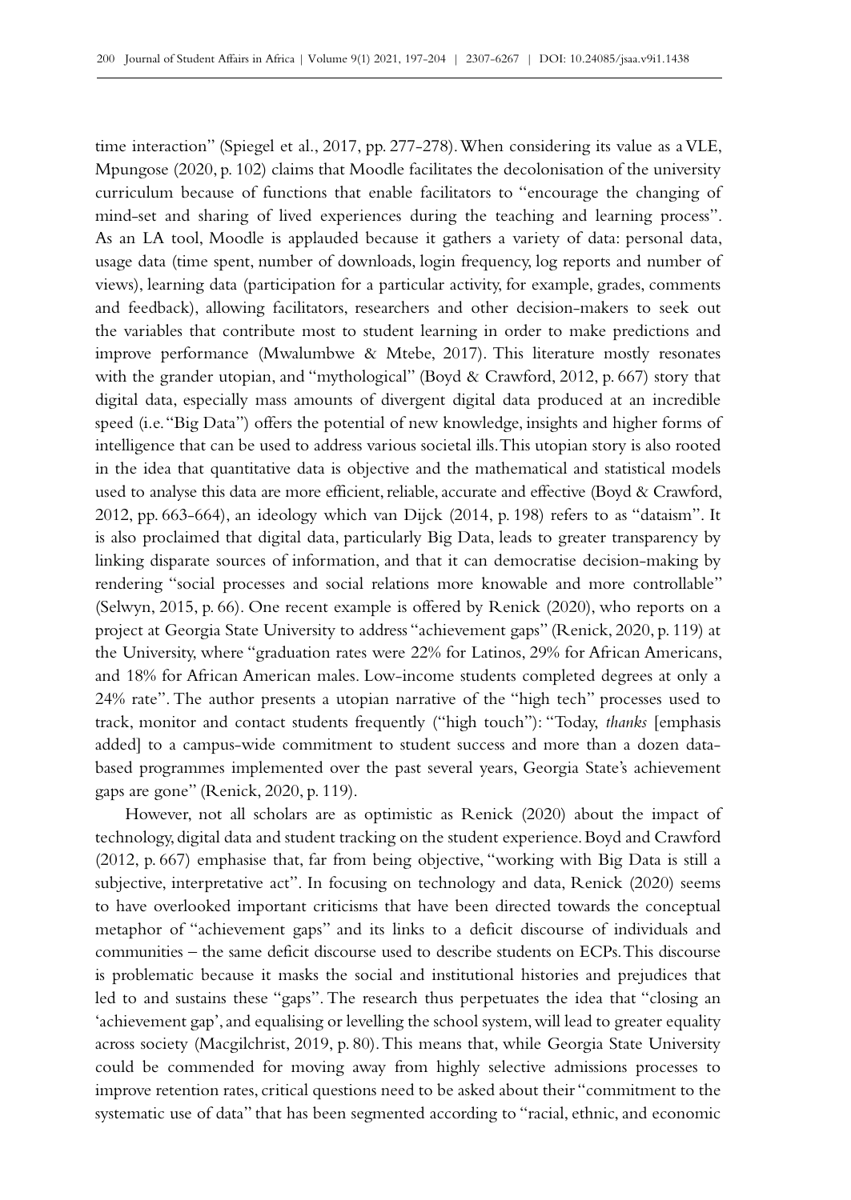time interaction" (Spiegel et al., 2017, pp. 277-278). When considering its value as a VLE, Mpungose (2020, p. 102) claims that Moodle facilitates the decolonisation of the university curriculum because of functions that enable facilitators to "encourage the changing of mind-set and sharing of lived experiences during the teaching and learning process". As an LA tool, Moodle is applauded because it gathers a variety of data: personal data, usage data (time spent, number of downloads, login frequency, log reports and number of views), learning data (participation for a particular activity, for example, grades, comments and feedback), allowing facilitators, researchers and other decision-makers to seek out the variables that contribute most to student learning in order to make predictions and improve performance (Mwalumbwe & Mtebe, 2017). This literature mostly resonates with the grander utopian, and "mythological" (Boyd & Crawford, 2012, p. 667) story that digital data, especially mass amounts of divergent digital data produced at an incredible speed (i.e. "Big Data") offers the potential of new knowledge, insights and higher forms of intelligence that can be used to address various societal ills. This utopian story is also rooted in the idea that quantitative data is objective and the mathematical and statistical models used to analyse this data are more efficient, reliable, accurate and effective (Boyd & Crawford, 2012, pp. 663-664), an ideology which van Dijck (2014, p. 198) refers to as "dataism". It is also proclaimed that digital data, particularly Big Data, leads to greater transparency by linking disparate sources of information, and that it can democratise decision-making by rendering "social processes and social relations more knowable and more controllable" (Selwyn, 2015, p. 66). One recent example is offered by Renick (2020), who reports on a project at Georgia State University to address "achievement gaps" (Renick, 2020, p. 119) at the University, where "graduation rates were 22% for Latinos, 29% for African Americans, and 18% for African American males. Low-income students completed degrees at only a 24% rate". The author presents a utopian narrative of the "high tech" processes used to track, monitor and contact students frequently ("high touch"): "Today, *thanks* [emphasis added] to a campus-wide commitment to student success and more than a dozen data-based programmes implemented over the past several years, Georgia State's achievement gaps are gone" (Renick, 2020, p. 119).

However, not all scholars are as optimistic as Renick (2020) about the impact of technology, digital data and student tracking on the student experience. Boyd and Crawford (2012, p. 667) emphasise that, far from being objective, "working with Big Data is still a subjective, interpretative act". In focusing on technology and data, Renick (2020) seems to have overlooked important criticisms that have been directed towards the conceptual metaphor of "achievement gaps" and its links to a deficit discourse of individuals and communities – the same deficit discourse used to describe students on ECPs. This discourse is problematic because it masks the social and institutional histories and prejudices that led to and sustains these "gaps". The research thus perpetuates the idea that "closing an 'achievement gap', and equalising or levelling the school system, will lead to greater equality across society (Macgilchrist, 2019, p. 80). This means that, while Georgia State University could be commended for moving away from highly selective admissions processes to improve retention rates, critical questions need to be asked about their "commitment to the systematic use of data" that has been segmented according to "racial, ethnic, and economic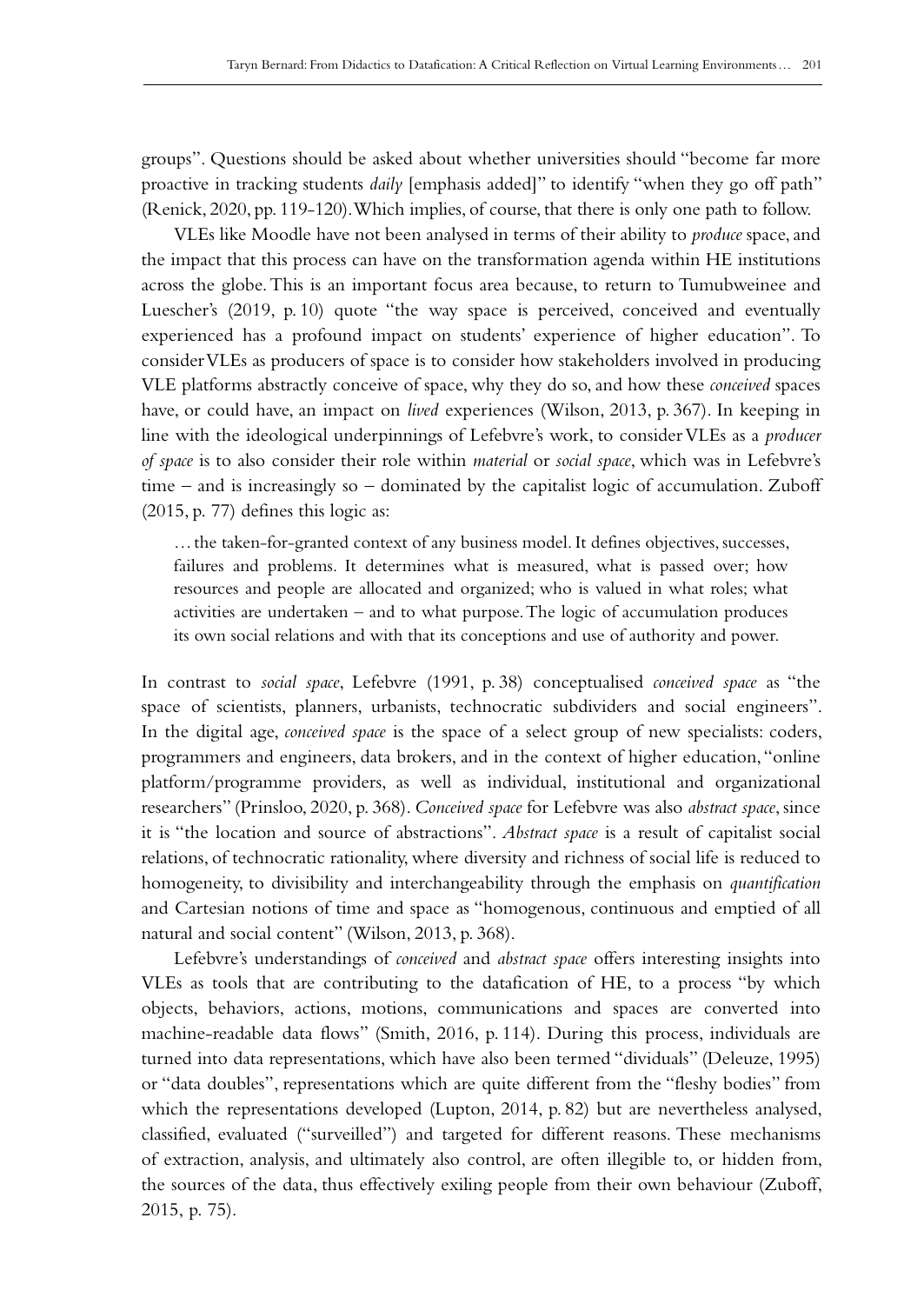groups". Questions should be asked about whether universities should "become far more proactive in tracking students *daily* [emphasis added]" to identify "when they go off path" (Renick, 2020, pp. 119-120). Which implies, of course, that there is only one path to follow.

VLEs like Moodle have not been analysed in terms of their ability to *produce* space, and the impact that this process can have on the transformation agenda within HE institutions across the globe. This is an important focus area because, to return to Tumubweinee and Luescher's (2019, p. 10) quote "the way space is perceived, conceived and eventually experienced has a profound impact on students' experience of higher education". To consider VLEs as producers of space is to consider how stakeholders involved in producing VLE platforms abstractly conceive of space, why they do so, and how these *conceived* spaces have, or could have, an impact on *lived* experiences (Wilson, 2013, p. 367). In keeping in line with the ideological underpinnings of Lefebvre's work, to consider VLEs as a *producer of space* is to also consider their role within *material* or *social space*, which was in Lefebvre's time – and is increasingly so – dominated by the capitalist logic of accumulation. Zuboff (2015, p. 77) defines this logic as:

> … the taken-for-granted context of any business model. It defines objectives, successes, failures and problems. It determines what is measured, what is passed over; how resources and people are allocated and organized; who is valued in what roles; what activities are undertaken – and to what purpose. The logic of accumulation produces its own social relations and with that its conceptions and use of authority and power.

In contrast to *social space*, Lefebvre (1991, p. 38) conceptualised *conceived space* as "the space of scientists, planners, urbanists, technocratic subdividers and social engineers". In the digital age, *conceived space* is the space of a select group of new specialists: coders, programmers and engineers, data brokers, and in the context of higher education, "online platform/programme providers, as well as individual, institutional and organizational researchers" (Prinsloo, 2020, p. 368). *Conceived space* for Lefebvre was also *abstract space*, since it is "the location and source of abstractions". *Abstract space* is a result of capitalist social relations, of technocratic rationality, where diversity and richness of social life is reduced to homogeneity, to divisibility and interchangeability through the emphasis on *quantification* and Cartesian notions of time and space as "homogenous, continuous and emptied of all natural and social content" (Wilson, 2013, p. 368).

Lefebvre's understandings of *conceived* and *abstract space* offers interesting insights into VLEs as tools that are contributing to the datafication of HE, to a process "by which objects, behaviors, actions, motions, communications and spaces are converted into machine-readable data flows" (Smith, 2016, p. 114). During this process, individuals are turned into data representations, which have also been termed "dividuals" (Deleuze, 1995) or "data doubles", representations which are quite different from the "fleshy bodies" from which the representations developed (Lupton, 2014, p. 82) but are nevertheless analysed, classified, evaluated ("surveilled") and targeted for different reasons. These mechanisms of extraction, analysis, and ultimately also control, are often illegible to, or hidden from, the sources of the data, thus effectively exiling people from their own behaviour (Zuboff, 2015, p. 75).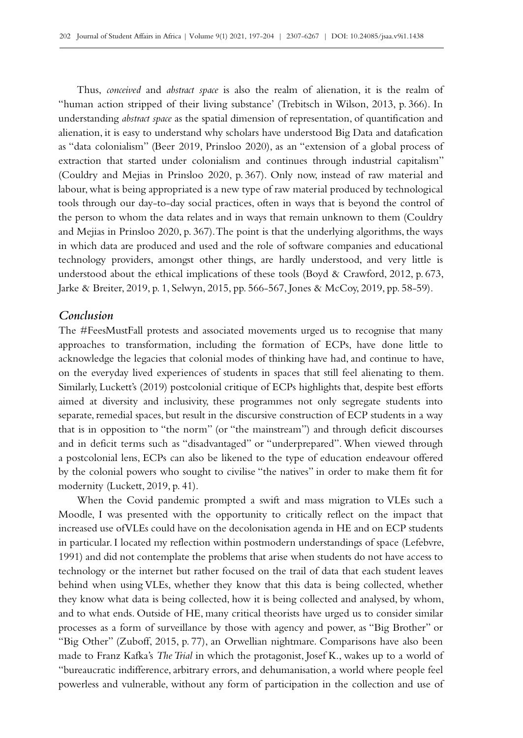Thus, *conceived* and *abstract space* is also the realm of alienation, it is the realm of "human action stripped of their living substance' (Trebitsch in Wilson, 2013, p. 366). In understanding *abstract space* as the spatial dimension of representation, of quantification and alienation, it is easy to understand why scholars have understood Big Data and datafication as "data colonialism" (Beer 2019, Prinsloo 2020), as an "extension of a global process of extraction that started under colonialism and continues through industrial capitalism" (Couldry and Mejias in Prinsloo 2020, p. 367). Only now, instead of raw material and labour, what is being appropriated is a new type of raw material produced by technological tools through our day-to-day social practices, often in ways that is beyond the control of the person to whom the data relates and in ways that remain unknown to them (Couldry and Mejias in Prinsloo 2020, p. 367). The point is that the underlying algorithms, the ways in which data are produced and used and the role of software companies and educational technology providers, amongst other things, are hardly understood, and very little is understood about the ethical implications of these tools (Boyd & Crawford, 2012, p. 673, Jarke & Breiter, 2019, p. 1, Selwyn, 2015, pp. 566-567, Jones & McCoy, 2019, pp. 58-59).

## *Conclusion*

The #FeesMustFall protests and associated movements urged us to recognise that many approaches to transformation, including the formation of ECPs, have done little to acknowledge the legacies that colonial modes of thinking have had, and continue to have, on the everyday lived experiences of students in spaces that still feel alienating to them. Similarly, Luckett's (2019) postcolonial critique of ECPs highlights that, despite best efforts aimed at diversity and inclusivity, these programmes not only segregate students into separate, remedial spaces, but result in the discursive construction of ECP students in a way that is in opposition to "the norm" (or "the mainstream") and through deficit discourses and in deficit terms such as "disadvantaged" or "underprepared". When viewed through a postcolonial lens, ECPs can also be likened to the type of education endeavour offered by the colonial powers who sought to civilise "the natives" in order to make them fit for modernity (Luckett, 2019, p. 41).

When the Covid pandemic prompted a swift and mass migration to VLEs such a Moodle, I was presented with the opportunity to critically reflect on the impact that increased use ofVLEs could have on the decolonisation agenda in HE and on ECP students in particular. I located my reflection within postmodern understandings of space (Lefebvre, 1991) and did not contemplate the problems that arise when students do not have access to technology or the internet but rather focused on the trail of data that each student leaves behind when using VLEs, whether they know that this data is being collected, whether they know what data is being collected, how it is being collected and analysed, by whom, and to what ends. Outside of HE, many critical theorists have urged us to consider similar processes as a form of surveillance by those with agency and power, as "Big Brother" or "Big Other" (Zuboff, 2015, p. 77), an Orwellian nightmare. Comparisons have also been made to Franz Kafka's *The Trial* in which the protagonist, Josef K., wakes up to a world of "bureaucratic indifference, arbitrary errors, and dehumanisation, a world where people feel powerless and vulnerable, without any form of participation in the collection and use of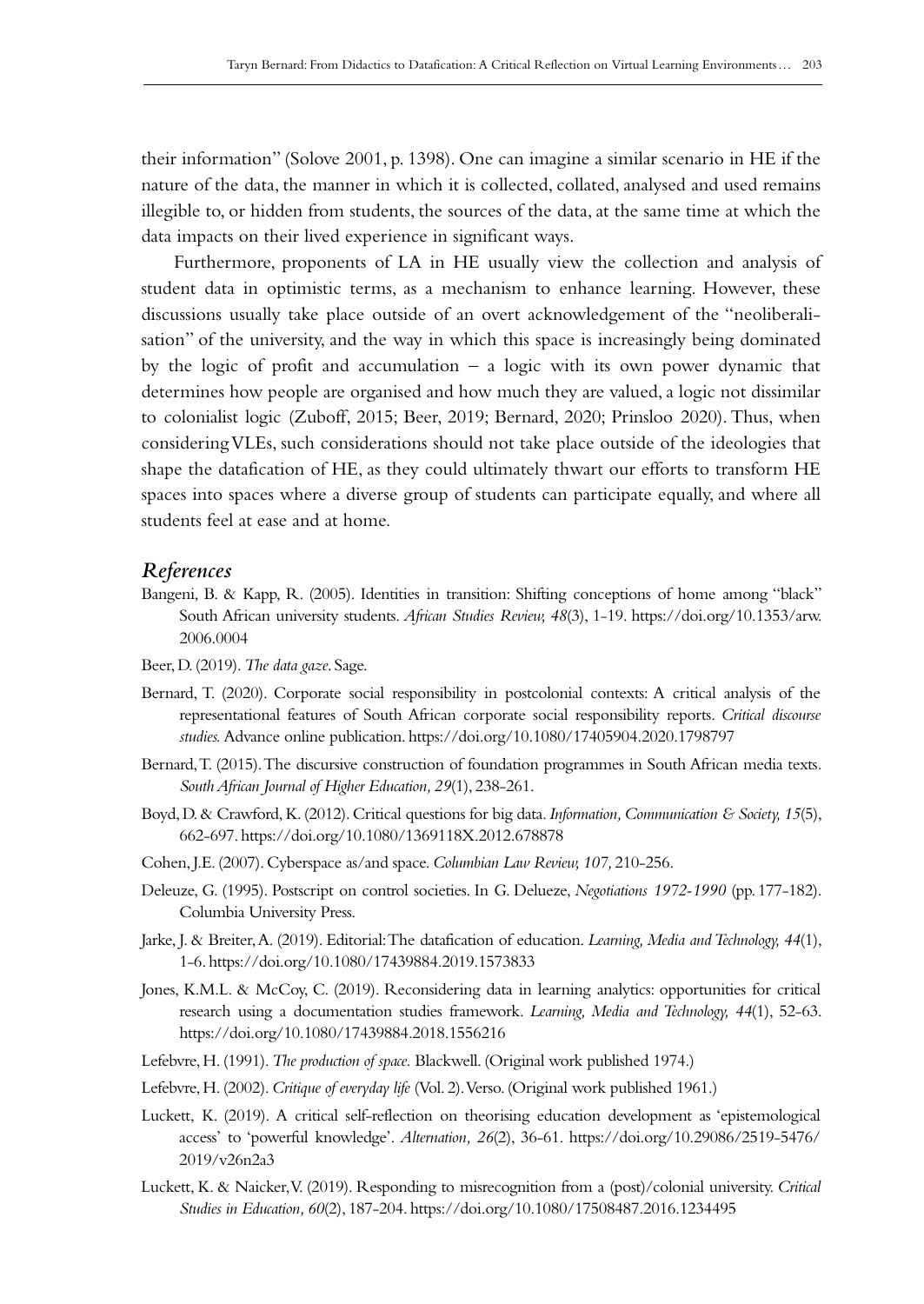their information" (Solove 2001, p. 1398). One can imagine a similar scenario in HE if the nature of the data, the manner in which it is collected, collated, analysed and used remains illegible to, or hidden from students, the sources of the data, at the same time at which the data impacts on their lived experience in significant ways.

Furthermore, proponents of LA in HE usually view the collection and analysis of student data in optimistic terms, as a mechanism to enhance learning. However, these discussions usually take place outside of an overt acknowledgement of the "neoliberalisation" of the university, and the way in which this space is increasingly being dominated by the logic of profit and accumulation – a logic with its own power dynamic that determines how people are organised and how much they are valued, a logic not dissimilar to colonialist logic (Zuboff, 2015; Beer, 2019; Bernard, 2020; Prinsloo 2020). Thus, when considering VLEs, such considerations should not take place outside of the ideologies that shape the datafication of HE, as they could ultimately thwart our efforts to transform HE spaces into spaces where a diverse group of students can participate equally, and where all students feel at ease and at home.

## *References*

Bangeni, B. & Kapp, R. (2005). Identities in transition: Shifting conceptions of home among "black" South African university students. *African Studies Review, 48*(3), 1-19. https://doi.org/10.1353/arw.2006.0004

Beer, D. (2019). *The data gaze*. Sage.

Bernard, T. (2020). Corporate social responsibility in postcolonial contexts: A critical analysis of the representational features of South African corporate social responsibility reports. *Critical discourse studies*. Advance online publication. https://doi.org/10.1080/17405904.2020.1798797

Bernard, T. (2015). The discursive construction of foundation programmes in South African media texts. *South African Journal of Higher Education, 29*(1), 238-261.

Boyd, D. & Crawford, K. (2012). Critical questions for big data. *Information, Communication & Society, 15*(5), 662-697. https://doi.org/10.1080/1369118X.2012.678878

Cohen, J.E. (2007). Cyberspace as/and space. *Columbian Law Review, 107,* 210-256.

Deleuze, G. (1995). Postscript on control societies. In G. Delueze, *Negotiations 1972-1990* (pp. 177-182). Columbia University Press.

Jarke, J. & Breiter, A. (2019). Editorial: The datafication of education. *Learning, Media and Technology, 44*(1), 1-6. https://doi.org/10.1080/17439884.2019.1573833

Jones, K.M.L. & McCoy, C. (2019). Reconsidering data in learning analytics: opportunities for critical research using a documentation studies framework. *Learning, Media and Technology, 44*(1), 52-63. https://doi.org/10.1080/17439884.2018.1556216

Lefebvre, H. (1991). *The production of space.* Blackwell. (Original work published 1974.)

Lefebvre, H. (2002). *Critique of everyday life* (Vol. 2). Verso. (Original work published 1961.)

Luckett, K. (2019). A critical self-reflection on theorising education development as 'epistemological access' to 'powerful knowledge'. *Alternation, 26*(2), 36-61. https://doi.org/10.29086/2519-5476/2019/v26n2a3

Luckett, K. & Naicker, V. (2019). Responding to misrecognition from a (post)/colonial university. *Critical Studies in Education, 60*(2), 187-204. https://doi.org/10.1080/17508487.2016.1234495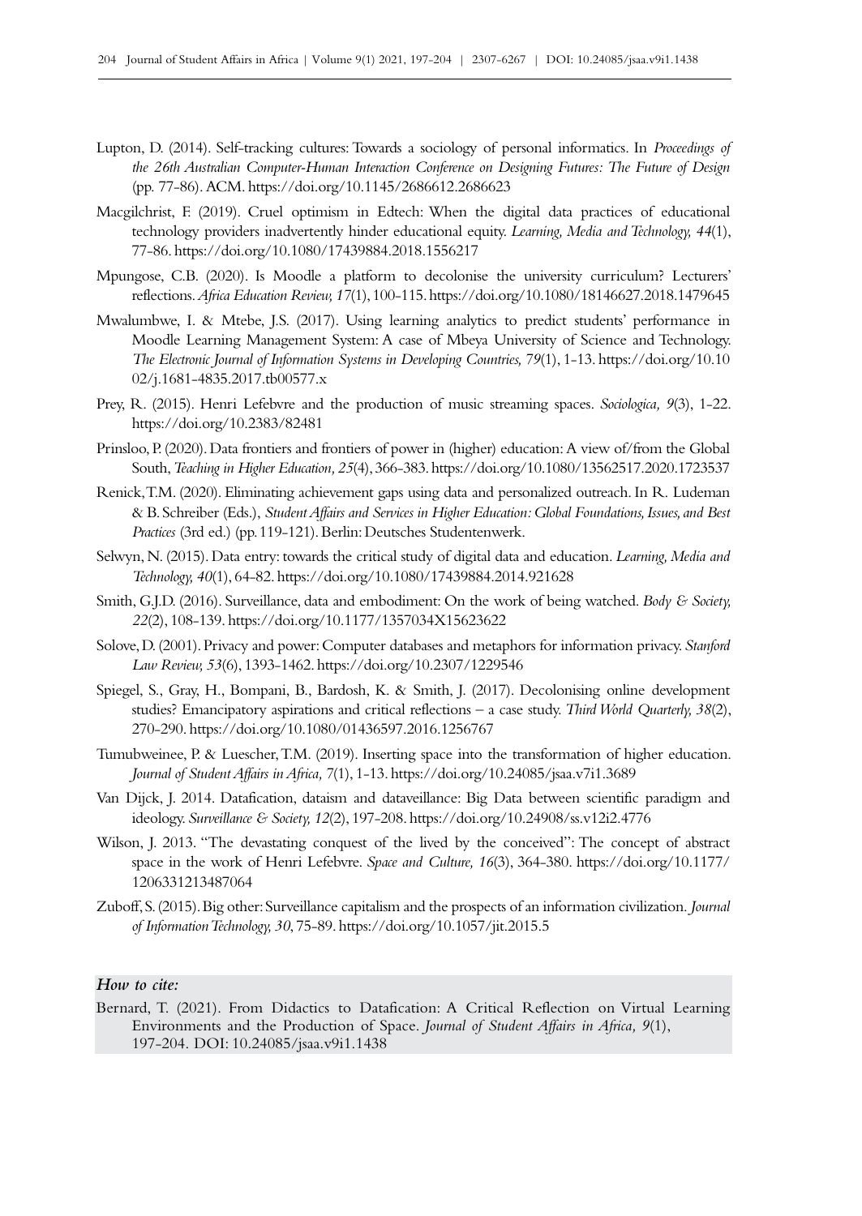Lupton, D. (2014). Self-tracking cultures: Towards a sociology of personal informatics. In *Proceedings of the 26th Australian Computer-Human Interaction Conference on Designing Futures: The Future of Design* (pp. 77-86). ACM. https://doi.org/10.1145/2686612.2686623

Macgilchrist, F. (2019). Cruel optimism in Edtech: When the digital data practices of educational technology providers inadvertently hinder educational equity. *Learning, Media and Technology, 44*(1), 77-86. https://doi.org/10.1080/17439884.2018.1556217

Mpungose, C.B. (2020). Is Moodle a platform to decolonise the university curriculum? Lecturers' reflections. *Africa Education Review, 17*(1), 100-115. https://doi.org/10.1080/18146627.2018.1479645

Mwalumbwe, I. & Mtebe, J.S. (2017). Using learning analytics to predict students' performance in Moodle Learning Management System: A case of Mbeya University of Science and Technology. *The Electronic Journal of Information Systems in Developing Countries, 79*(1), 1-13. https://doi.org/10.1002/j.1681-4835.2017.tb00577.x

Prey, R. (2015). Henri Lefebvre and the production of music streaming spaces. *Sociologica, 9*(3), 1-22. https://doi.org/10.2383/82481

Prinsloo, P. (2020). Data frontiers and frontiers of power in (higher) education: A view of/from the Global South, *Teaching in Higher Education, 25*(4), 366-383. https://doi.org/10.1080/13562517.2020.1723537

Renick, T.M. (2020). Eliminating achievement gaps using data and personalized outreach. In R. Ludeman & B. Schreiber (Eds.), *Student Affairs and Services in Higher Education: Global Foundations, Issues, and Best Practices* (3rd ed.) (pp. 119-121). Berlin: Deutsches Studentenwerk.

Selwyn, N. (2015). Data entry: towards the critical study of digital data and education. *Learning, Media and Technology, 40*(1), 64-82. https://doi.org/10.1080/17439884.2014.921628

Smith, G.J.D. (2016). Surveillance, data and embodiment: On the work of being watched. *Body & Society, 22*(2), 108-139. https://doi.org/10.1177/1357034X15623622

Solove, D. (2001). Privacy and power: Computer databases and metaphors for information privacy. *Stanford Law Review, 53*(6), 1393-1462. https://doi.org/10.2307/1229546

Spiegel, S., Gray, H., Bompani, B., Bardosh, K. & Smith, J. (2017). Decolonising online development studies? Emancipatory aspirations and critical reflections – a case study. *Third World Quarterly, 38*(2), 270-290. https://doi.org/10.1080/01436597.2016.1256767

Tumubweinee, P. & Luescher, T.M. (2019). Inserting space into the transformation of higher education. *Journal of Student Affairs in Africa, 7*(1), 1-13. https://doi.org/10.24085/jsaa.v7i1.3689

Van Dijck, J. 2014. Datafication, dataism and dataveillance: Big Data between scientific paradigm and ideology. *Surveillance & Society, 12*(2), 197-208. https://doi.org/10.24908/ss.v12i2.4776

Wilson, J. 2013. "The devastating conquest of the lived by the conceived": The concept of abstract space in the work of Henri Lefebvre. *Space and Culture, 16*(3), 364-380. https://doi.org/10.1177/1206331213487064

Zuboff, S. (2015). Big other: Surveillance capitalism and the prospects of an information civilization. *Journal of Information Technology, 30*, 75-89. https://doi.org/10.1057/jit.2015.5

***How to cite:***

Bernard, T. (2021). From Didactics to Datafication: A Critical Reflection on Virtual Learning Environments and the Production of Space. *Journal of Student Affairs in Africa, 9*(1), 197-204. DOI: 10.24085/jsaa.v9i1.1438